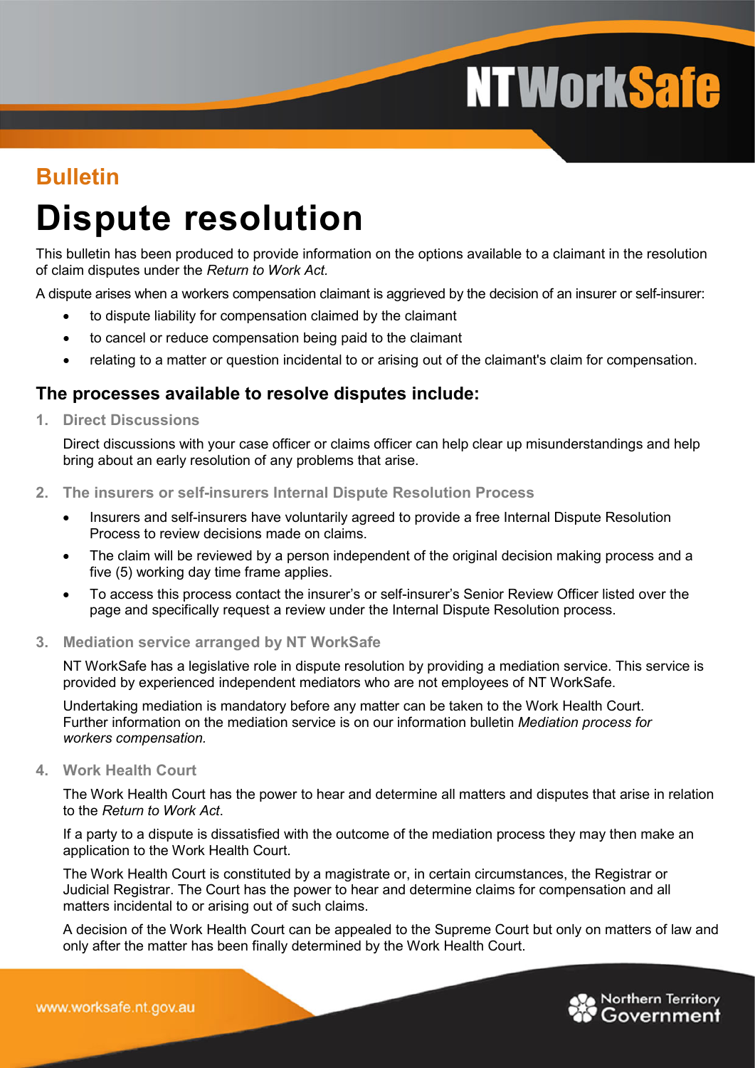Bulletin

# Dispute resolution

This bulletin has been produced to provide information on the options available to a claimant in the resolution of claim disputes under the *Return to Work Act.*

A dispute arises when a workers compensation claimant is aggrieved by the decision of an insurer or self-insurer:

- to dispute liability for compensation claimed by the claimant
- to cancel or reduce compensation being paid to the claimant
- relating to a matter or question incidental to or arising out of the claimant's claim for compensation.

## The processes available to resolve disputes include:

### 1. Direct Discussions

Direct discussions with your case officer or claims officer can help clear up misunderstandings and help bring about an early resolution of any problems that arise.

### 2. The insurers or self-insurers Internal Dispute Resolution Process

- Insurers and self-insurers have voluntarily agreed to provide a free Internal Dispute Resolution Process to review decisions made on claims.
- The claim will be reviewed by a person independent of the original decision making process and a five (5) working day time frame applies.
- To access this process contact the insurer's or self-insurer's Senior Review Officer listed over the page and specifically request a review under the Internal Dispute Resolution process.

### 3. Mediation service arranged by NT WorkSafe

NT WorkSafe has a legislative role in dispute resolution by providing a mediation service. This service is provided by experienced independent mediators who are not employees of NT WorkSafe.

Undertaking mediation is mandatory before any matter can be taken to the Work Health Court. Further information on the mediation service is on our information bulletin *Mediation process for workers compensation.*

### 4. Work Health Court

The Work Health Court has the power to hear and determine all matters and disputes that arise in relation to the *Return to Work Act*.

If a party to a dispute is dissatisfied with the outcome of the mediation process they may then make an application to the Work Health Court.

The Work Health Court is constituted by a magistrate or, in certain circumstances, the Registrar or Judicial Registrar. The Court has the power to hear and determine claims for compensation and all matters incidental to or arising out of such claims.

A decision of the Work Health Court can be appealed to the Supreme Court but only on matters of law and only after the matter has been finally determined by the Work Health Court.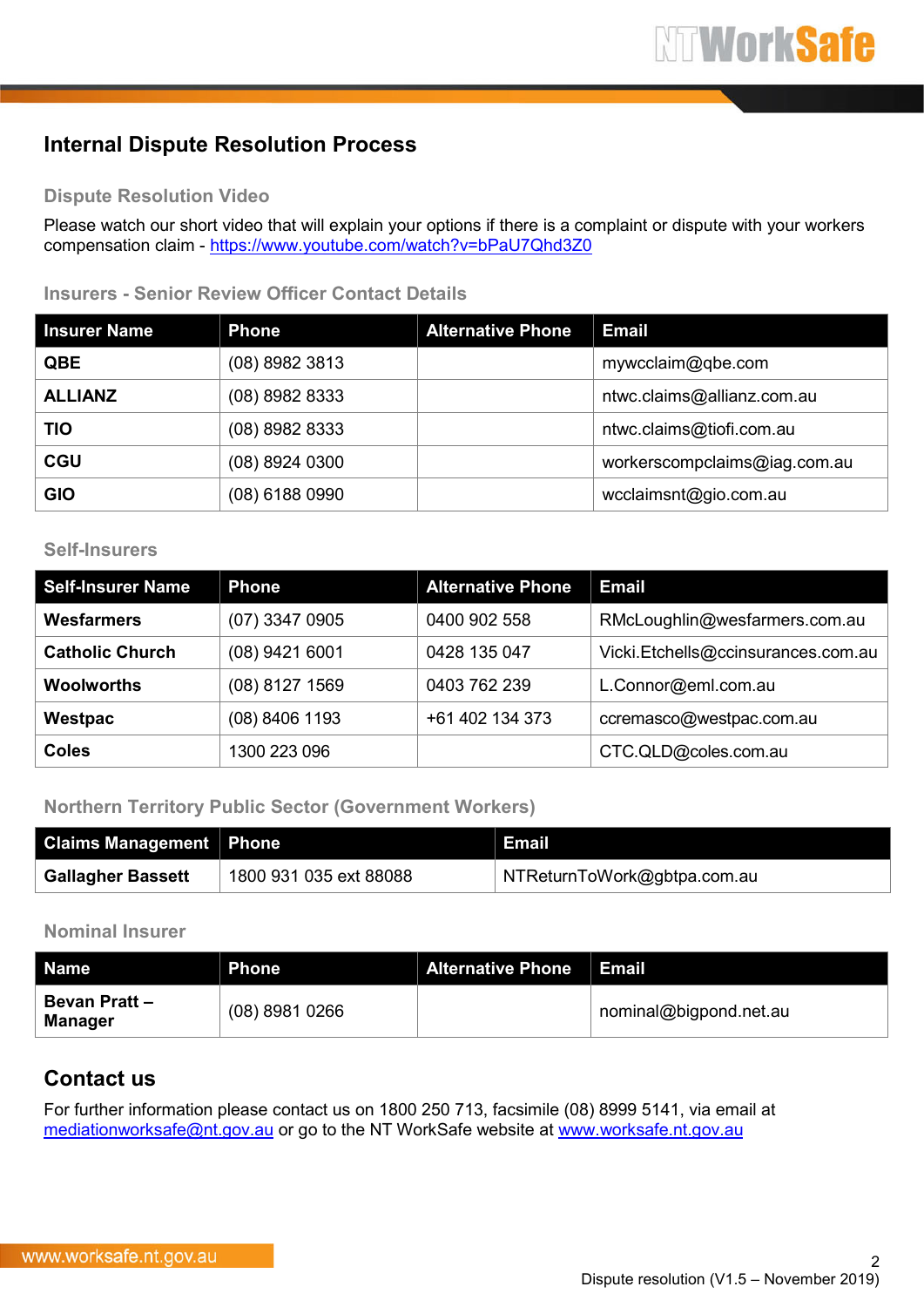## Internal Dispute Resolution Process

### Dispute Resolution Video

Please watch our short video that will explain your options if there is a complaint or dispute with your workers compensation claim - https://www.youtube.com/watch?v=bPaU7Qhd3Z0

### Insurers - Senior Review Officer Contact Details

| Insurer Name | Phone | Alternative Phone | Email |
|---|---|---|---|
| **QBE** | (08) 8982 3813 | | mywcclaim@qbe.com |
| **ALLIANZ** | (08) 8982 8333 | | ntwc.claims@allianz.com.au |
| **TIO** | (08) 8982 8333 | | ntwc.claims@tiofi.com.au |
| **CGU** | (08) 8924 0300 | | workerscompclaims@iag.com.au |
| **GIO** | (08) 6188 0990 | | wcclaimsnt@gio.com.au |

### Self-Insurers

| Self-Insurer Name | Phone | Alternative Phone | Email |
|---|---|---|---|
| **Wesfarmers** | (07) 3347 0905 | 0400 902 558 | RMcLoughlin@wesfarmers.com.au |
| **Catholic Church** | (08) 9421 6001 | 0428 135 047 | Vicki.Etchells@ccinsurances.com.au |
| **Woolworths** | (08) 8127 1569 | 0403 762 239 | L.Connor@eml.com.au |
| **Westpac** | (08) 8406 1193 | +61 402 134 373 | ccremasco@westpac.com.au |
| **Coles** | 1300 223 096 | | CTC.QLD@coles.com.au |

### Northern Territory Public Sector (Government Workers)

| Claims Management | Phone | Email |
|---|---|---|
| **Gallagher Bassett** | 1800 931 035 ext 88088 | NTReturnToWork@gbtpa.com.au |

### Nominal Insurer

| Name | Phone | Alternative Phone | Email |
|---|---|---|---|
| **Bevan Pratt – Manager** | (08) 8981 0266 | | nominal@bigpond.net.au |

## Contact us

For further information please contact us on 1800 250 713, facsimile (08) 8999 5141, via email at mediationworksafe@nt.gov.au or go to the NT WorkSafe website at www.worksafe.nt.gov.au